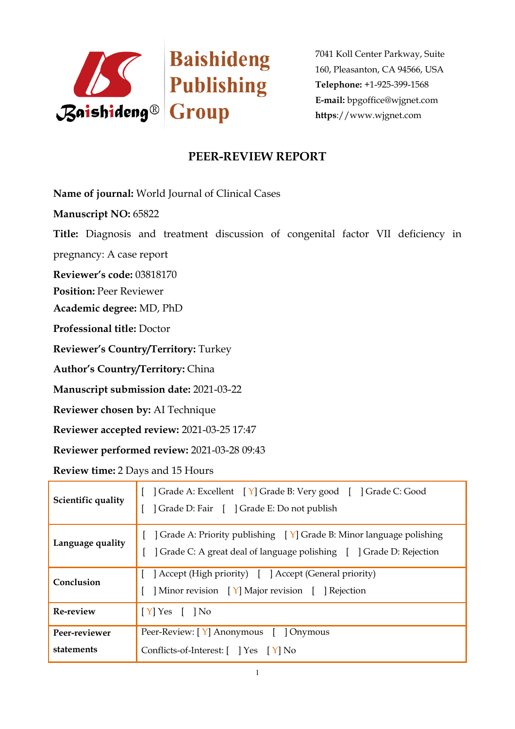**Baishideng Publishing Group**

7041 Koll Center Parkway, Suite 160, Pleasanton, CA 94566, USA
**Telephone:** +1-925-399-1568
**E-mail:** bpgoffice@wjgnet.com
**https**://www.wjgnet.com

# PEER-REVIEW REPORT

**Name of journal:** World Journal of Clinical Cases

**Manuscript NO:** 65822

**Title:** Diagnosis and treatment discussion of congenital factor VII deficiency in pregnancy: A case report

**Reviewer's code:** 03818170

**Position:** Peer Reviewer

**Academic degree:** MD, PhD

**Professional title:** Doctor

**Reviewer's Country/Territory:** Turkey

**Author's Country/Territory:** China

**Manuscript submission date:** 2021-03-22

**Reviewer chosen by:** AI Technique

**Reviewer accepted review:** 2021-03-25 17:47

**Reviewer performed review:** 2021-03-28 09:43

**Review time:** 2 Days and 15 Hours

| | |
|---|---|
| **Scientific quality** | [ ] Grade A: Excellent [ Y] Grade B: Very good [ ] Grade C: Good<br>[ ] Grade D: Fair [ ] Grade E: Do not publish |
| **Language quality** | [ ] Grade A: Priority publishing [ Y] Grade B: Minor language polishing<br>[ ] Grade C: A great deal of language polishing [ ] Grade D: Rejection |
| **Conclusion** | [ ] Accept (High priority) [ ] Accept (General priority)<br>[ ] Minor revision [ Y] Major revision [ ] Rejection |
| **Re-review** | [ Y] Yes [ ] No |
| **Peer-reviewer statements** | Peer-Review: [ Y] Anonymous [ ] Onymous<br>Conflicts-of-Interest: [ ] Yes [ Y] No |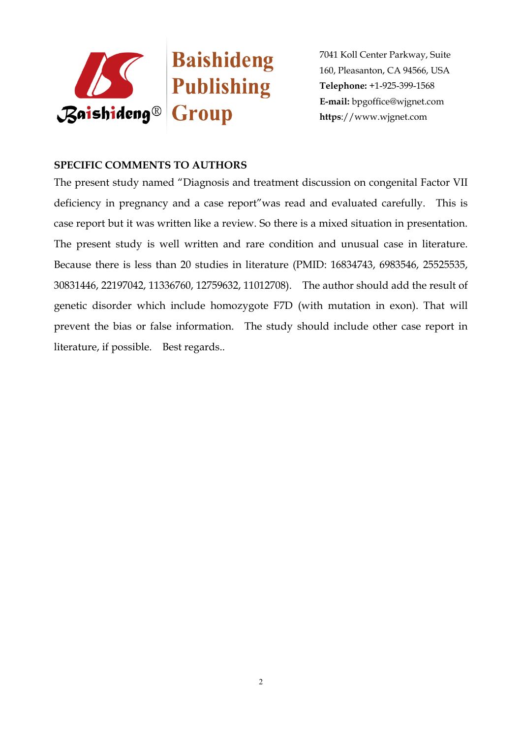**SPECIFIC COMMENTS TO AUTHORS**

The present study named "Diagnosis and treatment discussion on congenital Factor VII deficiency in pregnancy and a case report"was read and evaluated carefully. This is case report but it was written like a review. So there is a mixed situation in presentation. The present study is well written and rare condition and unusual case in literature. Because there is less than 20 studies in literature (PMID: 16834743, 6983546, 25525535, 30831446, 22197042, 11336760, 12759632, 11012708). The author should add the result of genetic disorder which include homozygote F7D (with mutation in exon). That will prevent the bias or false information. The study should include other case report in literature, if possible. Best regards..